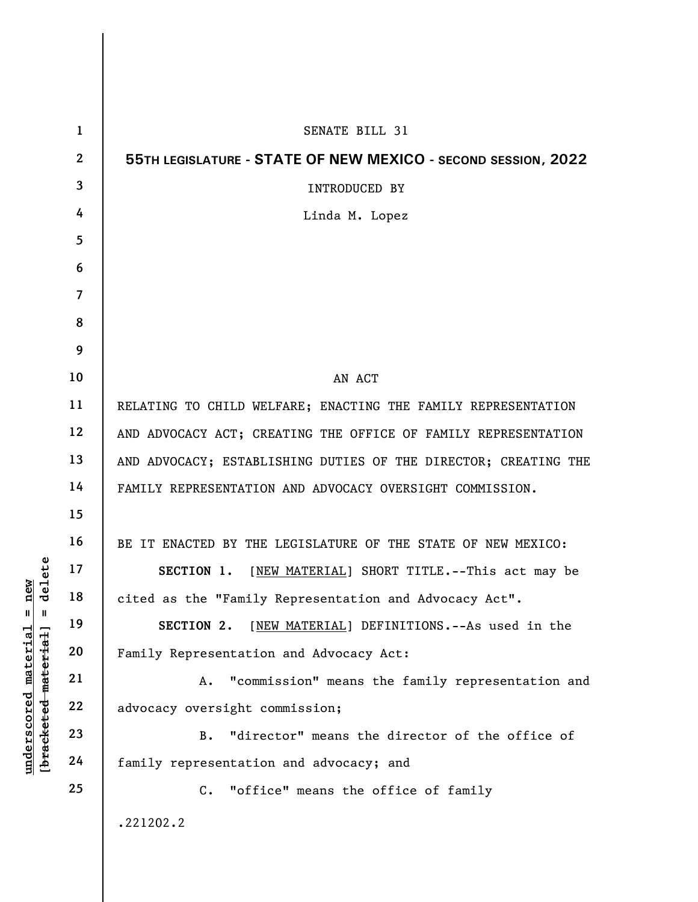SENATE BILL 31

**55TH LEGISLATURE - STATE OF NEW MEXICO - SECOND SESSION, 2022**

INTRODUCED BY

Linda M. Lopez

AN ACT

RELATING TO CHILD WELFARE; ENACTING THE FAMILY REPRESENTATION AND ADVOCACY ACT; CREATING THE OFFICE OF FAMILY REPRESENTATION AND ADVOCACY; ESTABLISHING DUTIES OF THE DIRECTOR; CREATING THE FAMILY REPRESENTATION AND ADVOCACY OVERSIGHT COMMISSION.

BE IT ENACTED BY THE LEGISLATURE OF THE STATE OF NEW MEXICO:

**SECTION 1.** [NEW MATERIAL] SHORT TITLE.--This act may be cited as the "Family Representation and Advocacy Act".

**SECTION 2.** [NEW MATERIAL] DEFINITIONS.--As used in the Family Representation and Advocacy Act:

A. "commission" means the family representation and advocacy oversight commission;

B. "director" means the director of the office of family representation and advocacy; and

C. "office" means the office of family

.221202.2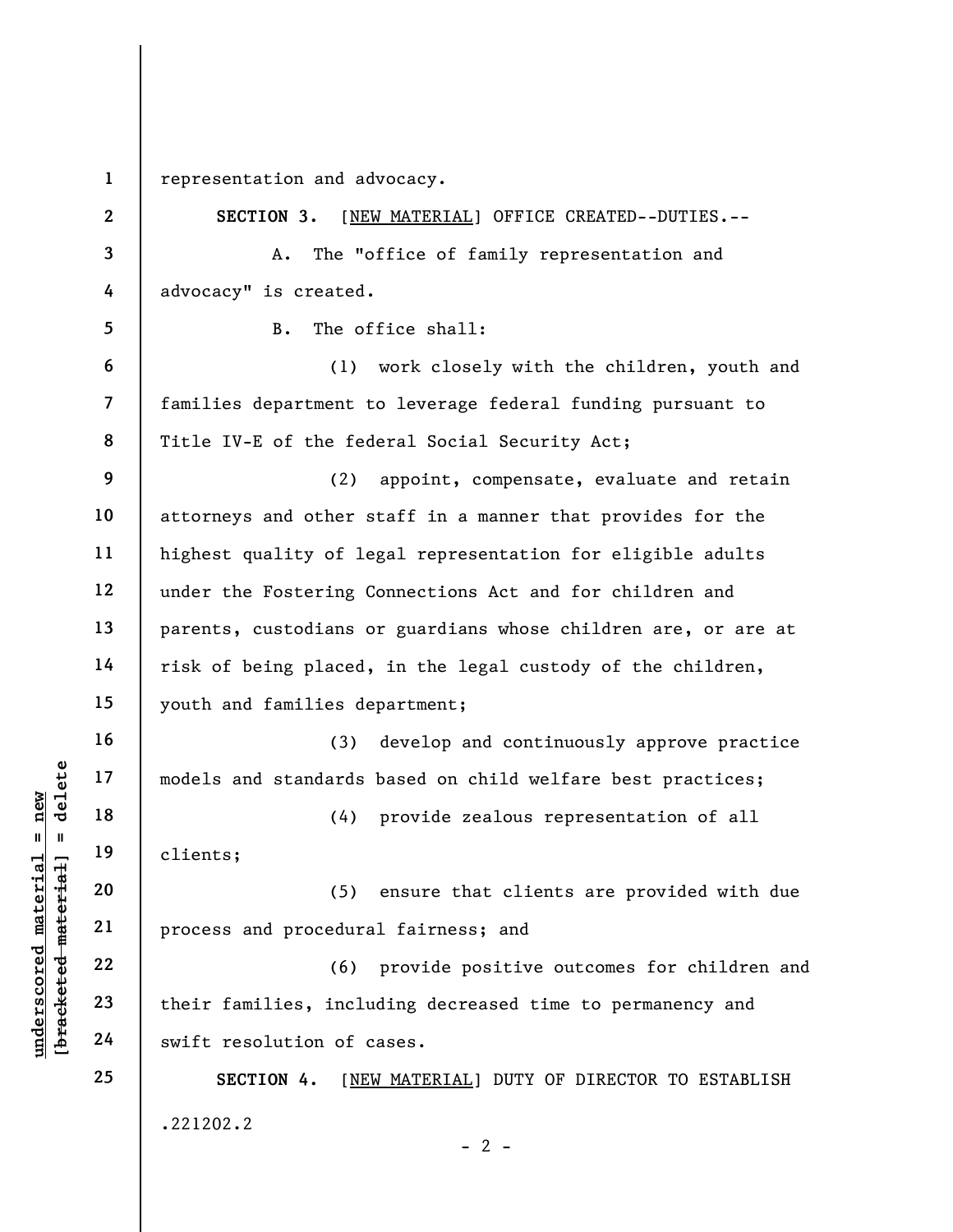representation and advocacy.

**SECTION 3.** [NEW MATERIAL] OFFICE CREATED--DUTIES.--

A. The "office of family representation and advocacy" is created.

B. The office shall:

(1) work closely with the children, youth and families department to leverage federal funding pursuant to Title IV-E of the federal Social Security Act;

(2) appoint, compensate, evaluate and retain attorneys and other staff in a manner that provides for the highest quality of legal representation for eligible adults under the Fostering Connections Act and for children and parents, custodians or guardians whose children are, or are at risk of being placed, in the legal custody of the children, youth and families department;

(3) develop and continuously approve practice models and standards based on child welfare best practices;

(4) provide zealous representation of all clients;

(5) ensure that clients are provided with due process and procedural fairness; and

(6) provide positive outcomes for children and their families, including decreased time to permanency and swift resolution of cases.

**SECTION 4.** [NEW MATERIAL] DUTY OF DIRECTOR TO ESTABLISH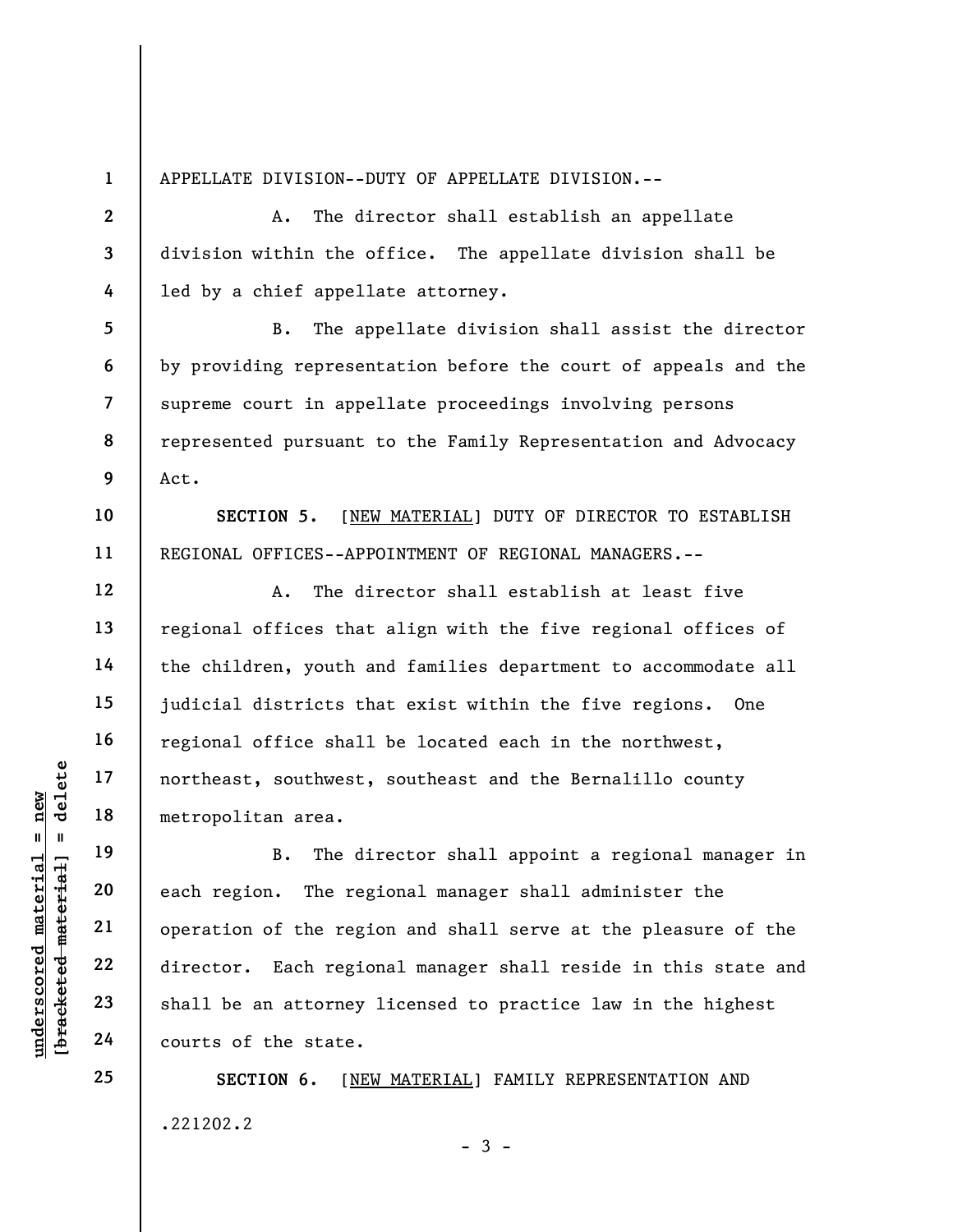APPELLATE DIVISION--DUTY OF APPELLATE DIVISION.--

A. The director shall establish an appellate division within the office. The appellate division shall be led by a chief appellate attorney.

B. The appellate division shall assist the director by providing representation before the court of appeals and the supreme court in appellate proceedings involving persons represented pursuant to the Family Representation and Advocacy Act.

**SECTION 5.** [<u>NEW MATERIAL</u>] DUTY OF DIRECTOR TO ESTABLISH REGIONAL OFFICES--APPOINTMENT OF REGIONAL MANAGERS.--

A. The director shall establish at least five regional offices that align with the five regional offices of the children, youth and families department to accommodate all judicial districts that exist within the five regions. One regional office shall be located each in the northwest, northeast, southwest, southeast and the Bernalillo county metropolitan area.

B. The director shall appoint a regional manager in each region. The regional manager shall administer the operation of the region and shall serve at the pleasure of the director. Each regional manager shall reside in this state and shall be an attorney licensed to practice law in the highest courts of the state.

**SECTION 6.** [<u>NEW MATERIAL</u>] FAMILY REPRESENTATION AND

.221202.2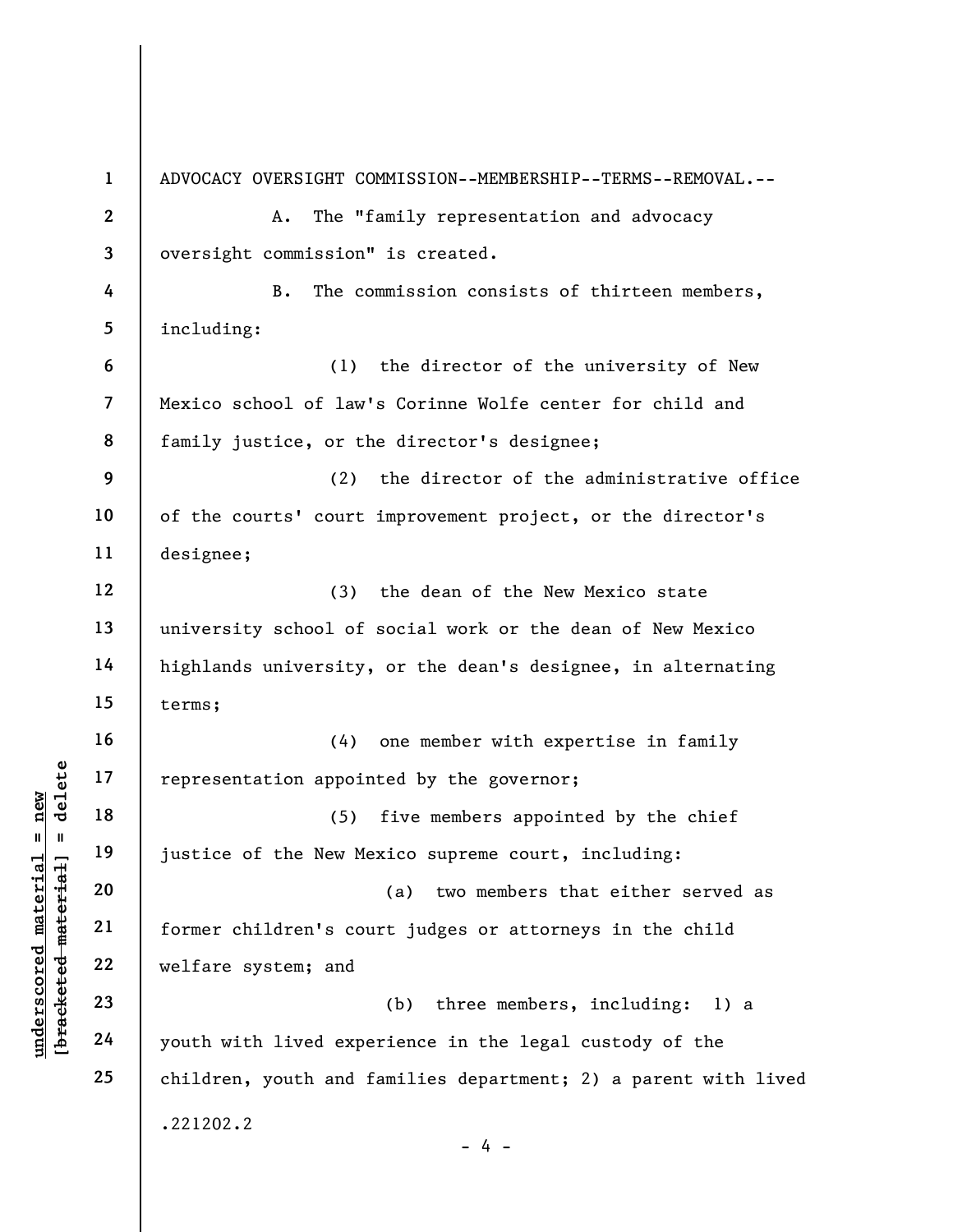ADVOCACY OVERSIGHT COMMISSION--MEMBERSHIP--TERMS--REMOVAL.--

A. The "family representation and advocacy oversight commission" is created.

B. The commission consists of thirteen members, including:

(1) the director of the university of New Mexico school of law's Corinne Wolfe center for child and family justice, or the director's designee;

(2) the director of the administrative office of the courts' court improvement project, or the director's designee;

(3) the dean of the New Mexico state university school of social work or the dean of New Mexico highlands university, or the dean's designee, in alternating terms;

(4) one member with expertise in family representation appointed by the governor;

(5) five members appointed by the chief justice of the New Mexico supreme court, including:

(a) two members that either served as former children's court judges or attorneys in the child welfare system; and

(b) three members, including: 1) a youth with lived experience in the legal custody of the children, youth and families department; 2) a parent with lived

.221202.2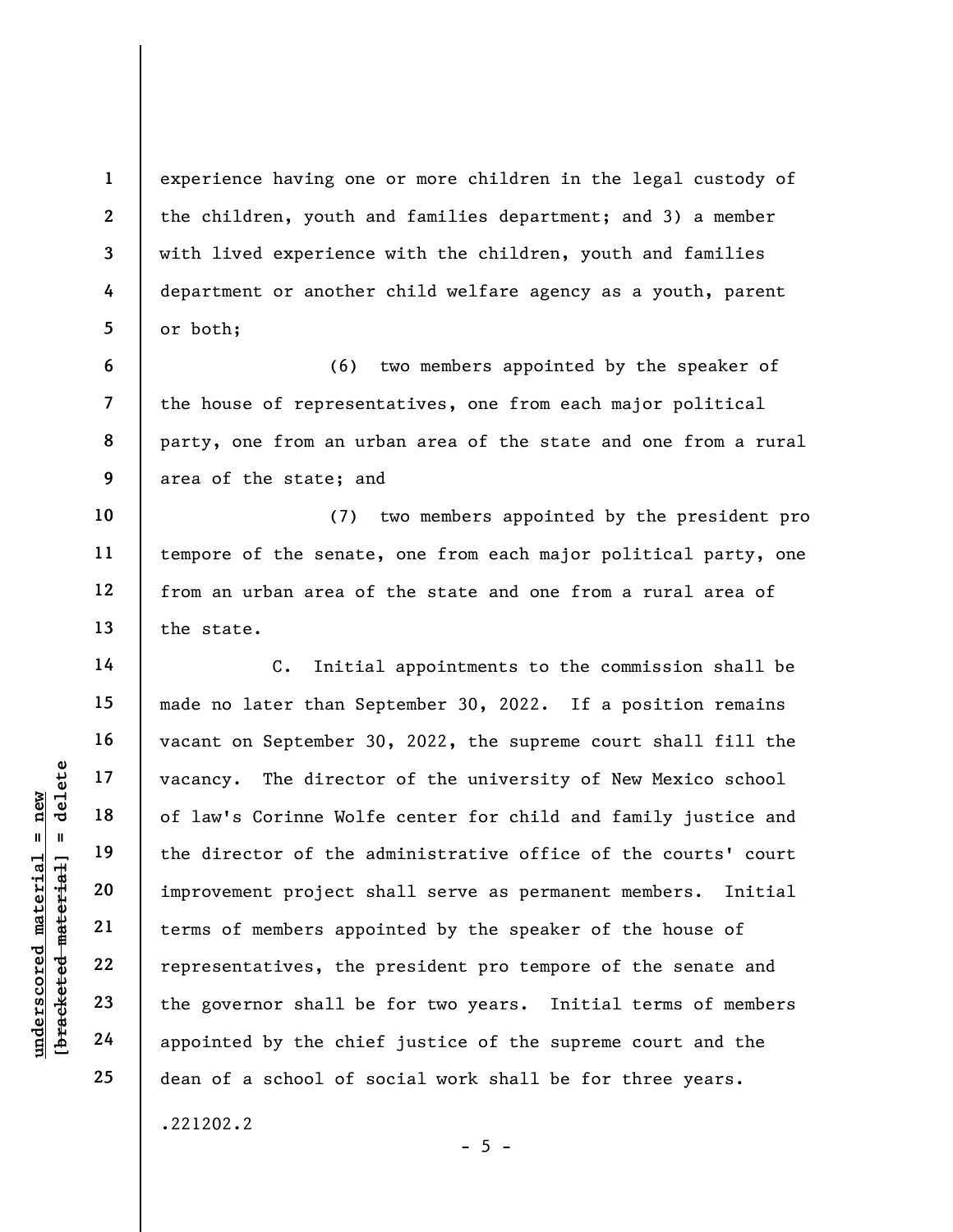experience having one or more children in the legal custody of the children, youth and families department; and 3) a member with lived experience with the children, youth and families department or another child welfare agency as a youth, parent or both;

(6) two members appointed by the speaker of the house of representatives, one from each major political party, one from an urban area of the state and one from a rural area of the state; and

(7) two members appointed by the president pro tempore of the senate, one from each major political party, one from an urban area of the state and one from a rural area of the state.

C. Initial appointments to the commission shall be made no later than September 30, 2022. If a position remains vacant on September 30, 2022, the supreme court shall fill the vacancy. The director of the university of New Mexico school of law's Corinne Wolfe center for child and family justice and the director of the administrative office of the courts' court improvement project shall serve as permanent members. Initial terms of members appointed by the speaker of the house of representatives, the president pro tempore of the senate and the governor shall be for two years. Initial terms of members appointed by the chief justice of the supreme court and the dean of a school of social work shall be for three years.

.221202.2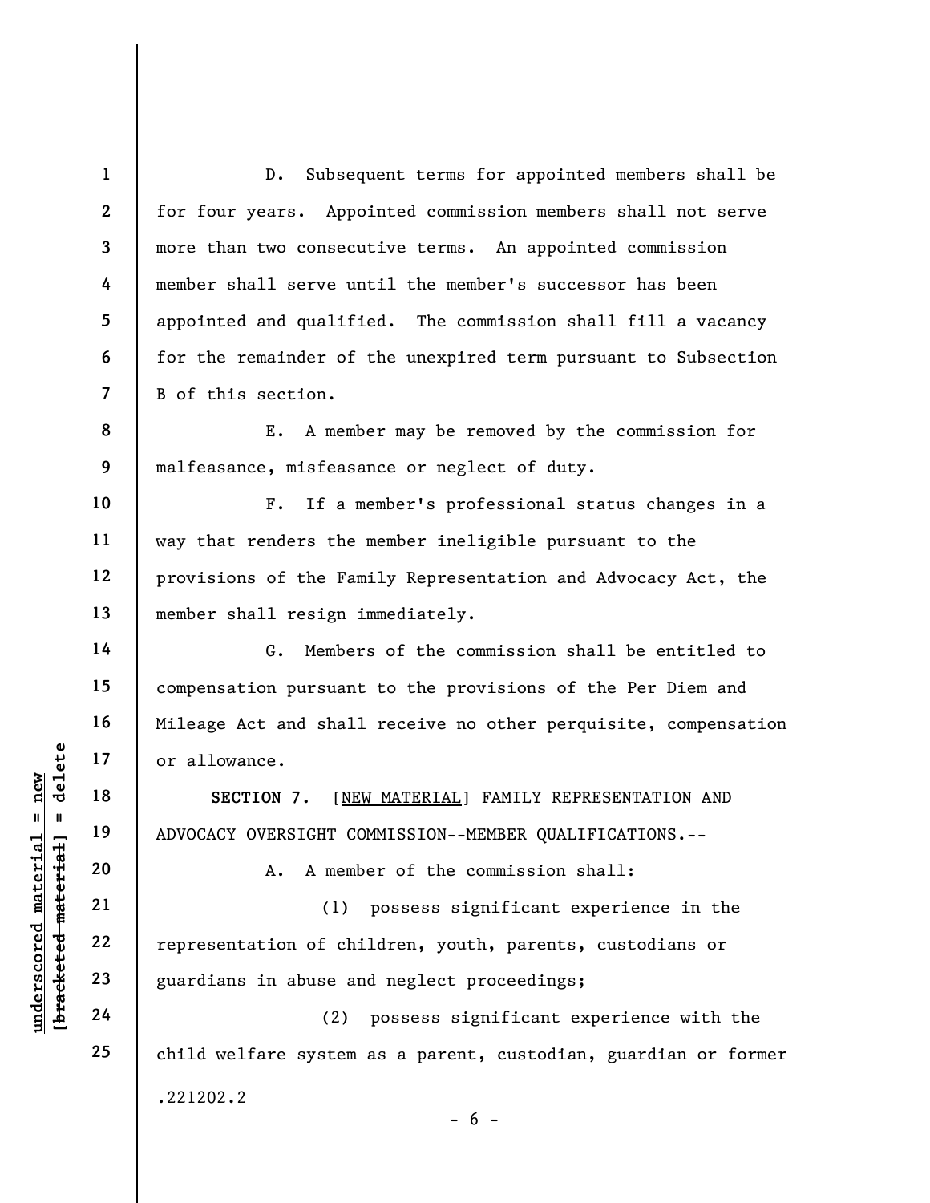D. Subsequent terms for appointed members shall be for four years. Appointed commission members shall not serve more than two consecutive terms. An appointed commission member shall serve until the member's successor has been appointed and qualified. The commission shall fill a vacancy for the remainder of the unexpired term pursuant to Subsection B of this section.

E. A member may be removed by the commission for malfeasance, misfeasance or neglect of duty.

F. If a member's professional status changes in a way that renders the member ineligible pursuant to the provisions of the Family Representation and Advocacy Act, the member shall resign immediately.

G. Members of the commission shall be entitled to compensation pursuant to the provisions of the Per Diem and Mileage Act and shall receive no other perquisite, compensation or allowance.

**SECTION 7.** [NEW MATERIAL] FAMILY REPRESENTATION AND ADVOCACY OVERSIGHT COMMISSION--MEMBER QUALIFICATIONS.--

A. A member of the commission shall:

(1) possess significant experience in the representation of children, youth, parents, custodians or guardians in abuse and neglect proceedings;

(2) possess significant experience with the child welfare system as a parent, custodian, guardian or former

.221202.2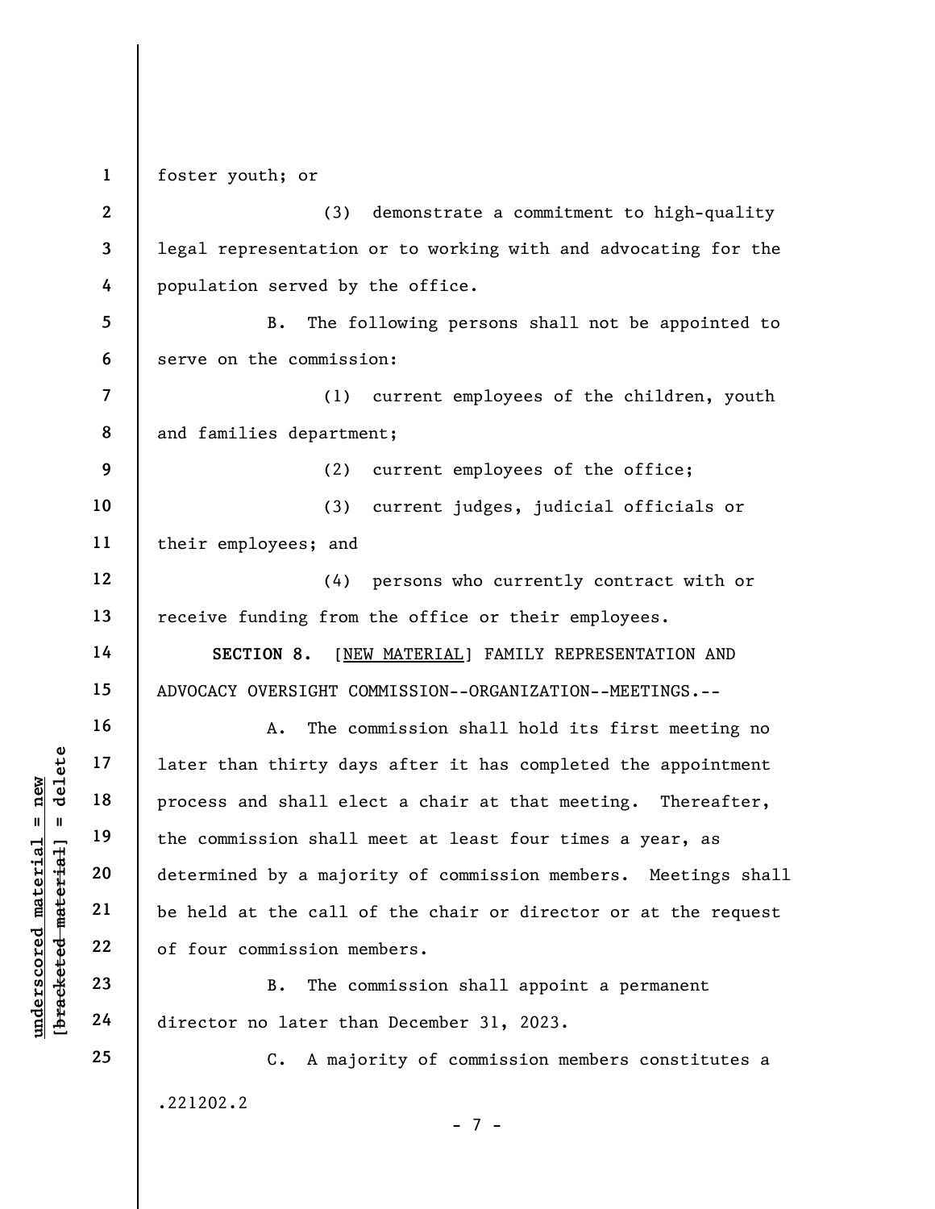foster youth; or

(3) demonstrate a commitment to high-quality legal representation or to working with and advocating for the population served by the office.

B. The following persons shall not be appointed to serve on the commission:

(1) current employees of the children, youth and families department;

(2) current employees of the office;

(3) current judges, judicial officials or their employees; and

(4) persons who currently contract with or receive funding from the office or their employees.

**SECTION 8.** [NEW MATERIAL] FAMILY REPRESENTATION AND ADVOCACY OVERSIGHT COMMISSION--ORGANIZATION--MEETINGS.--

A. The commission shall hold its first meeting no later than thirty days after it has completed the appointment process and shall elect a chair at that meeting. Thereafter, the commission shall meet at least four times a year, as determined by a majority of commission members. Meetings shall be held at the call of the chair or director or at the request of four commission members.

B. The commission shall appoint a permanent director no later than December 31, 2023.

C. A majority of commission members constitutes a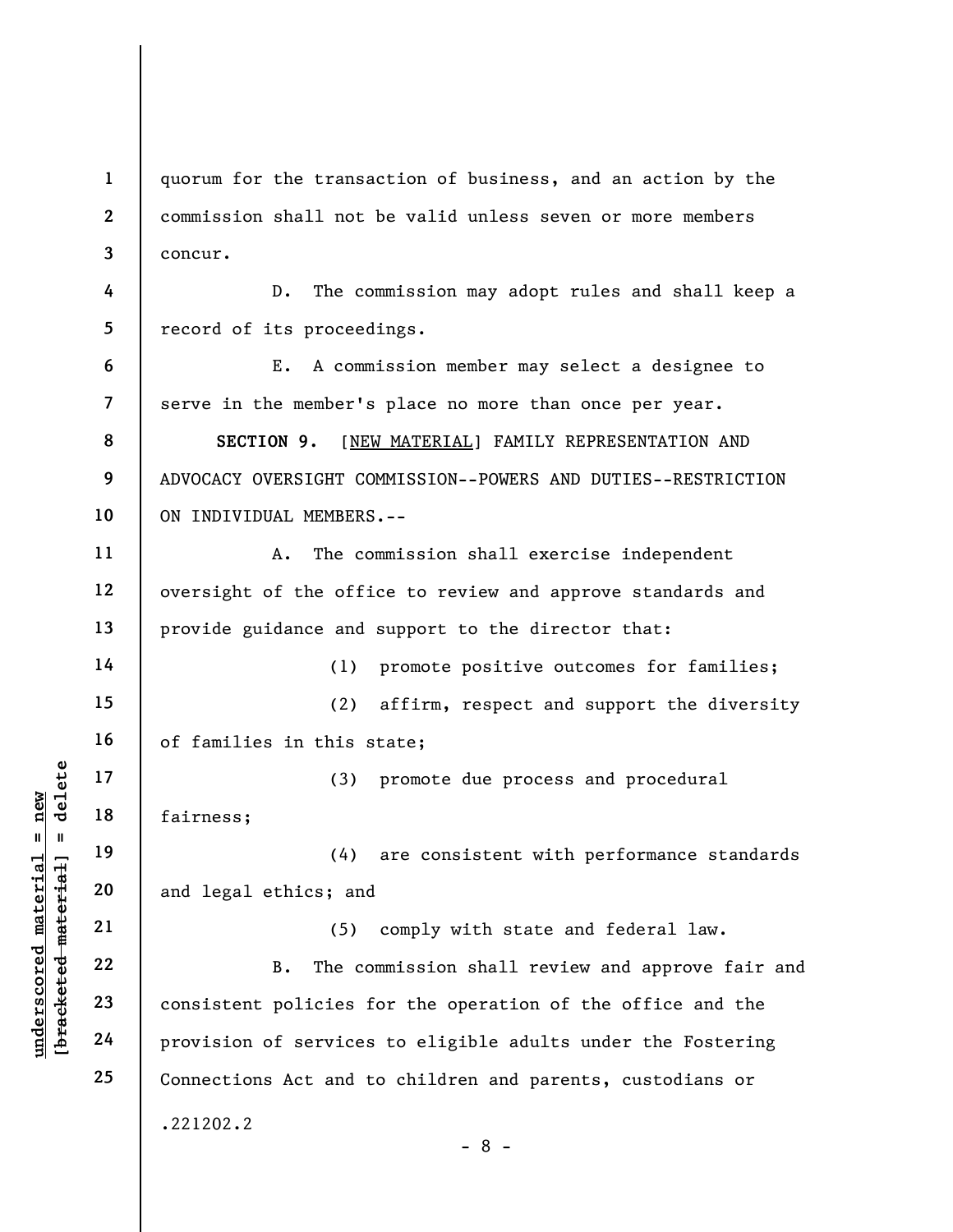quorum for the transaction of business, and an action by the commission shall not be valid unless seven or more members concur.

D. The commission may adopt rules and shall keep a record of its proceedings.

E. A commission member may select a designee to serve in the member's place no more than once per year.

**SECTION 9.** [<u>NEW MATERIAL</u>] FAMILY REPRESENTATION AND ADVOCACY OVERSIGHT COMMISSION--POWERS AND DUTIES--RESTRICTION ON INDIVIDUAL MEMBERS.--

A. The commission shall exercise independent oversight of the office to review and approve standards and provide guidance and support to the director that:

(1) promote positive outcomes for families;

(2) affirm, respect and support the diversity of families in this state;

(3) promote due process and procedural fairness;

(4) are consistent with performance standards and legal ethics; and

(5) comply with state and federal law.

B. The commission shall review and approve fair and consistent policies for the operation of the office and the provision of services to eligible adults under the Fostering Connections Act and to children and parents, custodians or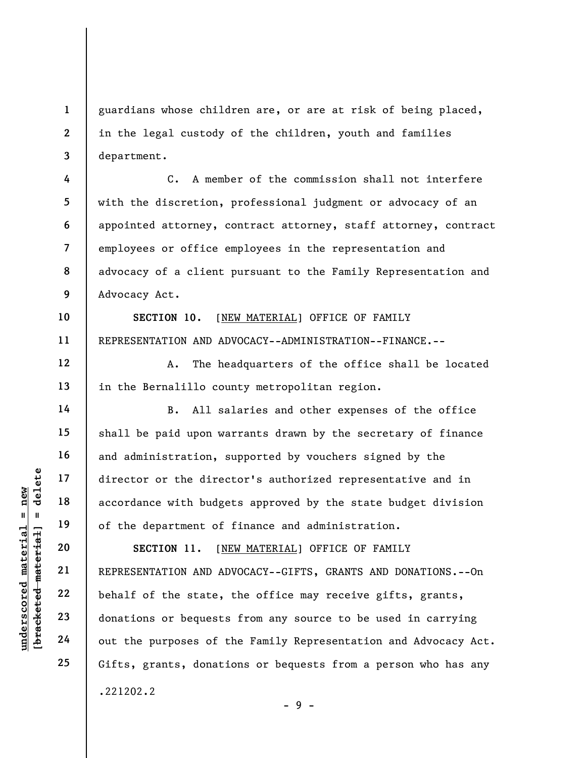guardians whose children are, or are at risk of being placed, in the legal custody of the children, youth and families department.

C. A member of the commission shall not interfere with the discretion, professional judgment or advocacy of an appointed attorney, contract attorney, staff attorney, contract employees or office employees in the representation and advocacy of a client pursuant to the Family Representation and Advocacy Act.

**SECTION 10.** [NEW MATERIAL] OFFICE OF FAMILY REPRESENTATION AND ADVOCACY--ADMINISTRATION--FINANCE.--

A. The headquarters of the office shall be located in the Bernalillo county metropolitan region.

B. All salaries and other expenses of the office shall be paid upon warrants drawn by the secretary of finance and administration, supported by vouchers signed by the director or the director's authorized representative and in accordance with budgets approved by the state budget division of the department of finance and administration.

**SECTION 11.** [NEW MATERIAL] OFFICE OF FAMILY REPRESENTATION AND ADVOCACY--GIFTS, GRANTS AND DONATIONS.--On behalf of the state, the office may receive gifts, grants, donations or bequests from any source to be used in carrying out the purposes of the Family Representation and Advocacy Act. Gifts, grants, donations or bequests from a person who has any

.221202.2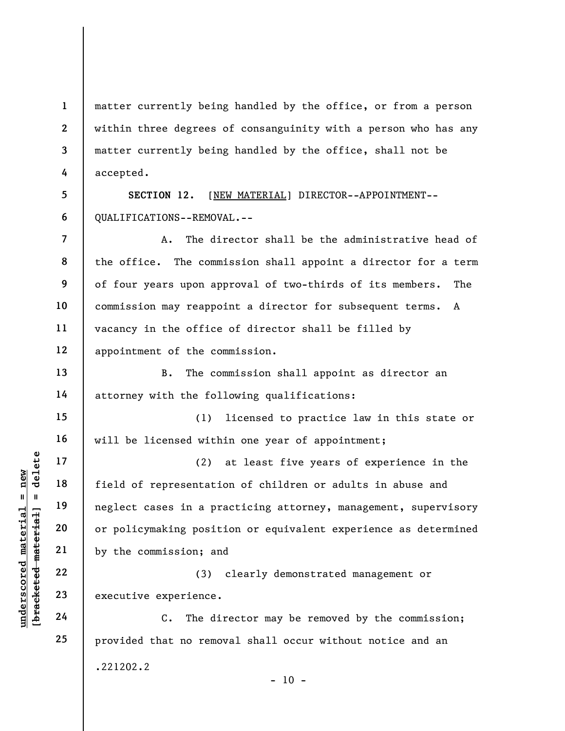matter currently being handled by the office, or from a person within three degrees of consanguinity with a person who has any matter currently being handled by the office, shall not be accepted.

**SECTION 12.** [NEW MATERIAL] DIRECTOR--APPOINTMENT--QUALIFICATIONS--REMOVAL.--

A. The director shall be the administrative head of the office. The commission shall appoint a director for a term of four years upon approval of two-thirds of its members. The commission may reappoint a director for subsequent terms. A vacancy in the office of director shall be filled by appointment of the commission.

B. The commission shall appoint as director an attorney with the following qualifications:

(1) licensed to practice law in this state or will be licensed within one year of appointment;

(2) at least five years of experience in the field of representation of children or adults in abuse and neglect cases in a practicing attorney, management, supervisory or policymaking position or equivalent experience as determined by the commission; and

(3) clearly demonstrated management or executive experience.

C. The director may be removed by the commission; provided that no removal shall occur without notice and an

.221202.2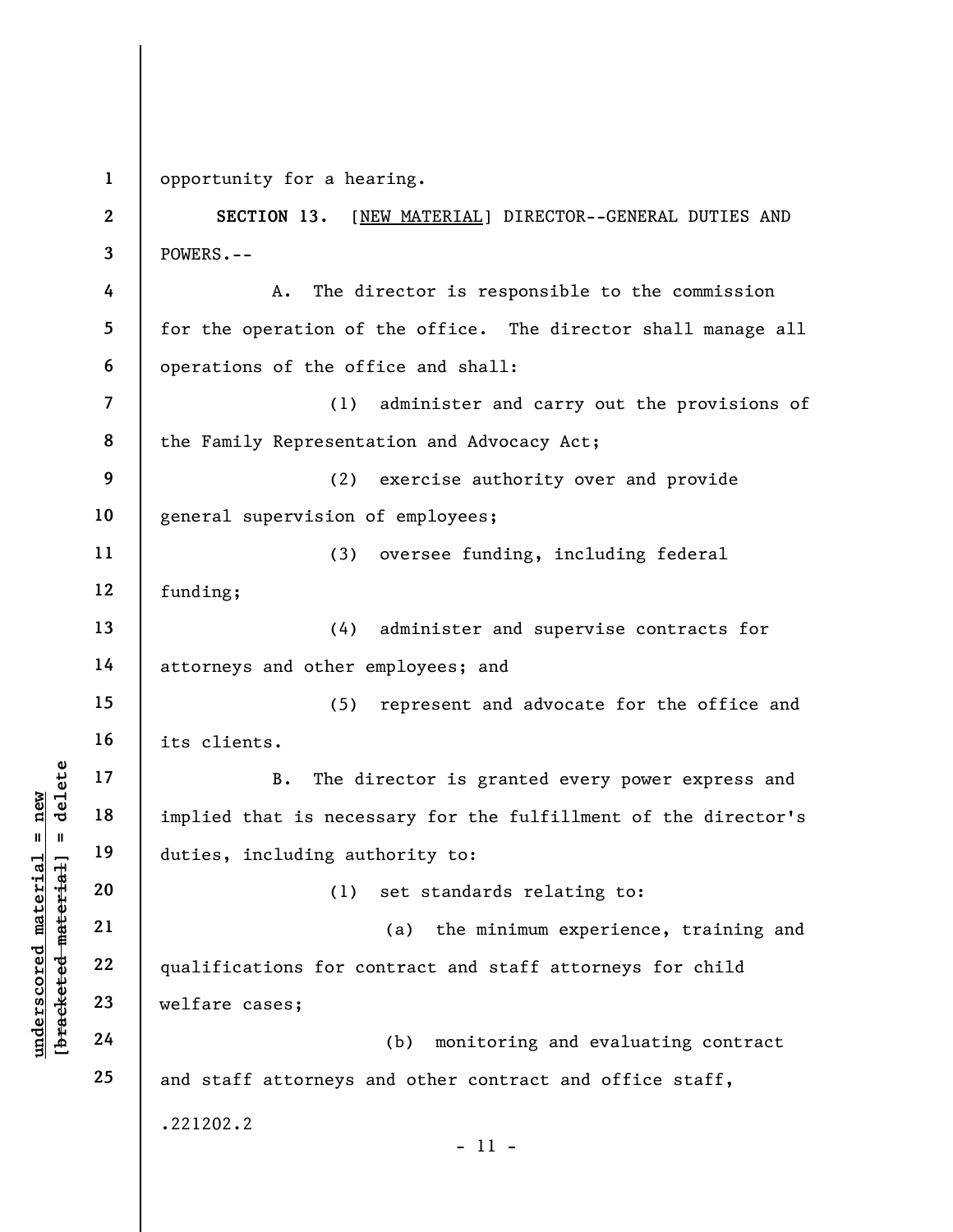opportunity for a hearing.

**SECTION 13.** [NEW MATERIAL] DIRECTOR--GENERAL DUTIES AND POWERS.--

A. The director is responsible to the commission for the operation of the office. The director shall manage all operations of the office and shall:

(1) administer and carry out the provisions of the Family Representation and Advocacy Act;

(2) exercise authority over and provide general supervision of employees;

(3) oversee funding, including federal funding;

(4) administer and supervise contracts for attorneys and other employees; and

(5) represent and advocate for the office and its clients.

B. The director is granted every power express and implied that is necessary for the fulfillment of the director's duties, including authority to:

(1) set standards relating to:

(a) the minimum experience, training and qualifications for contract and staff attorneys for child welfare cases;

(b) monitoring and evaluating contract and staff attorneys and other contract and office staff,

.221202.2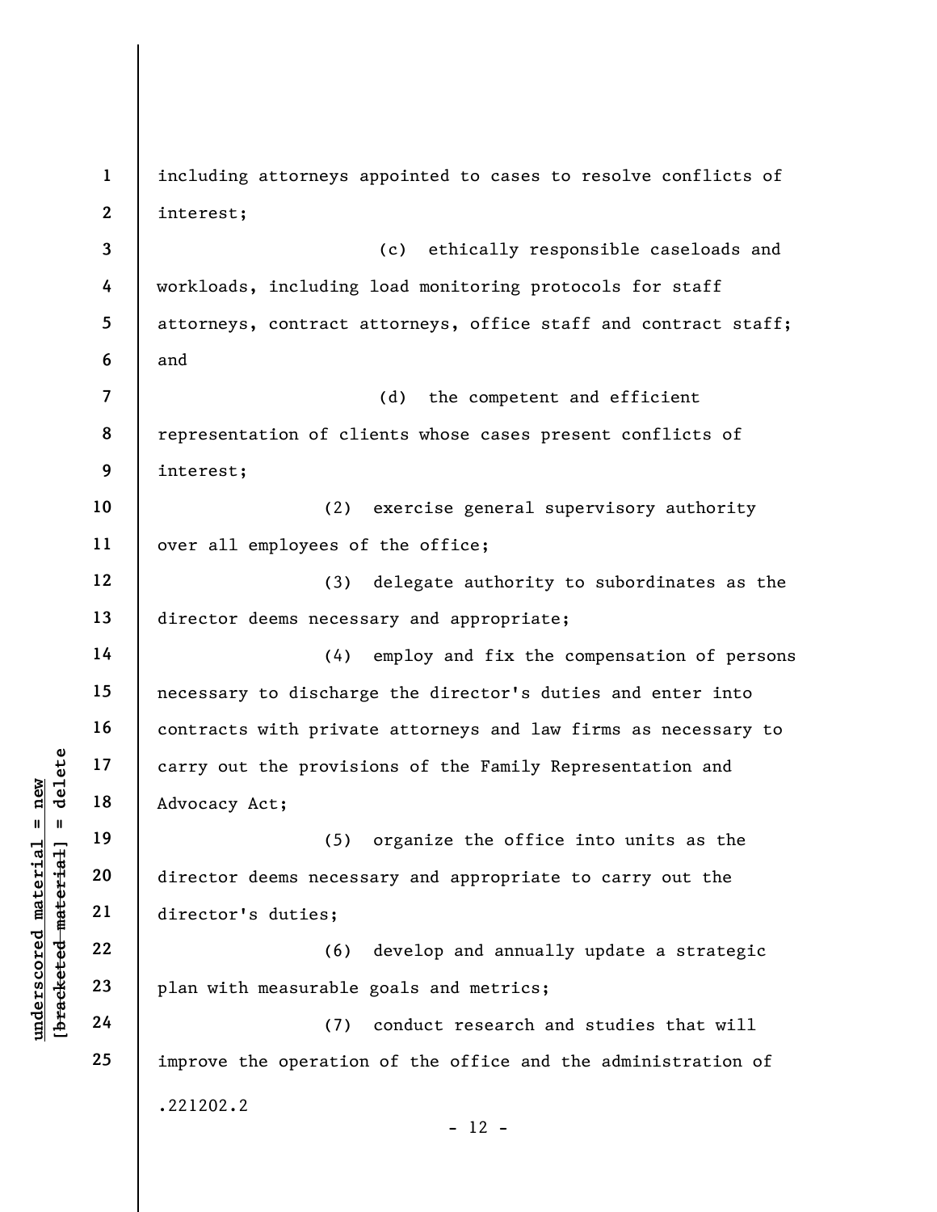including attorneys appointed to cases to resolve conflicts of interest;

(c) ethically responsible caseloads and workloads, including load monitoring protocols for staff attorneys, contract attorneys, office staff and contract staff; and

(d) the competent and efficient representation of clients whose cases present conflicts of interest;

(2) exercise general supervisory authority over all employees of the office;

(3) delegate authority to subordinates as the director deems necessary and appropriate;

(4) employ and fix the compensation of persons necessary to discharge the director's duties and enter into contracts with private attorneys and law firms as necessary to carry out the provisions of the Family Representation and Advocacy Act;

(5) organize the office into units as the director deems necessary and appropriate to carry out the director's duties;

(6) develop and annually update a strategic plan with measurable goals and metrics;

(7) conduct research and studies that will improve the operation of the office and the administration of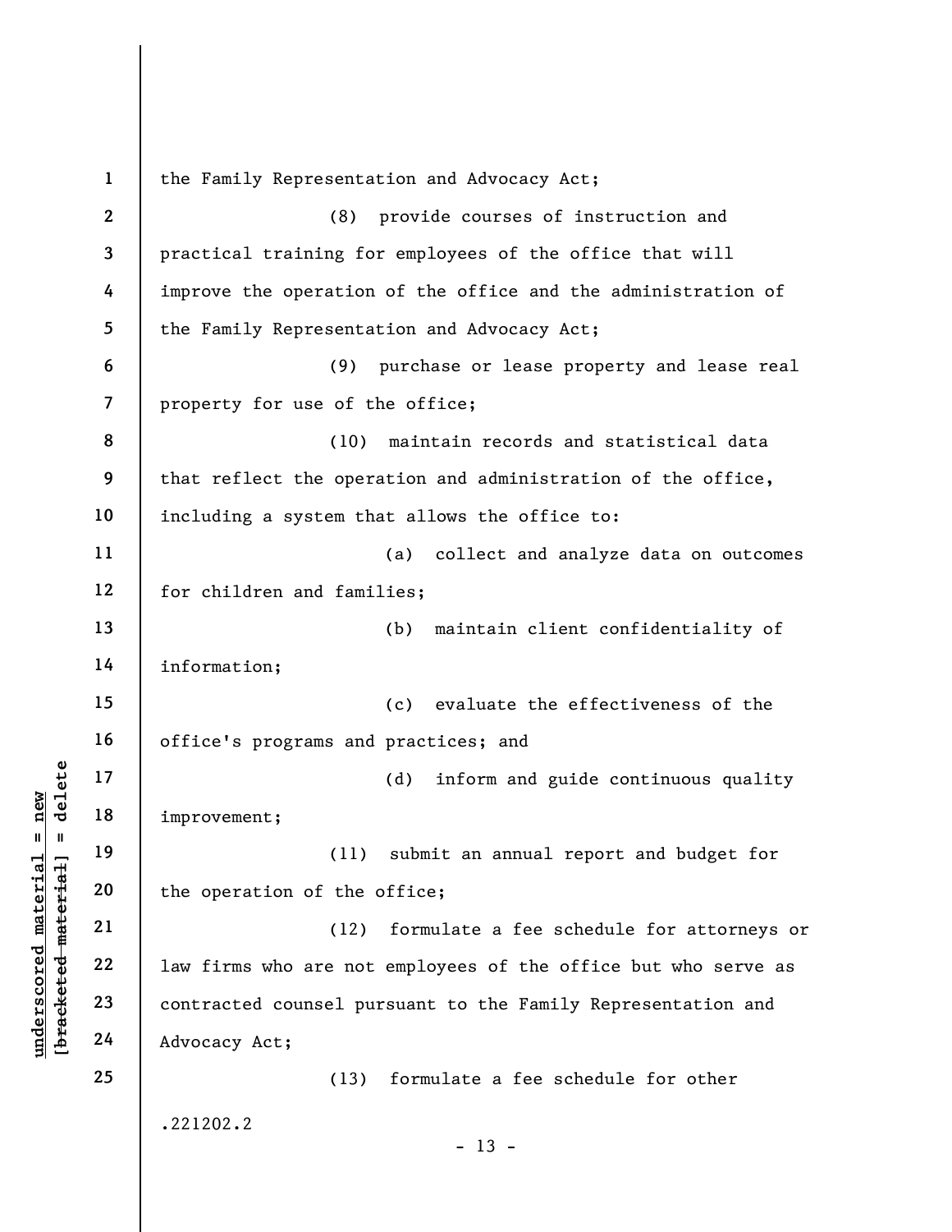the Family Representation and Advocacy Act;

(8) provide courses of instruction and practical training for employees of the office that will improve the operation of the office and the administration of the Family Representation and Advocacy Act;

(9) purchase or lease property and lease real property for use of the office;

(10) maintain records and statistical data that reflect the operation and administration of the office, including a system that allows the office to:

(a) collect and analyze data on outcomes for children and families;

(b) maintain client confidentiality of information;

(c) evaluate the effectiveness of the office's programs and practices; and

(d) inform and guide continuous quality improvement;

(11) submit an annual report and budget for the operation of the office;

(12) formulate a fee schedule for attorneys or law firms who are not employees of the office but who serve as contracted counsel pursuant to the Family Representation and Advocacy Act;

(13) formulate a fee schedule for other

.221202.2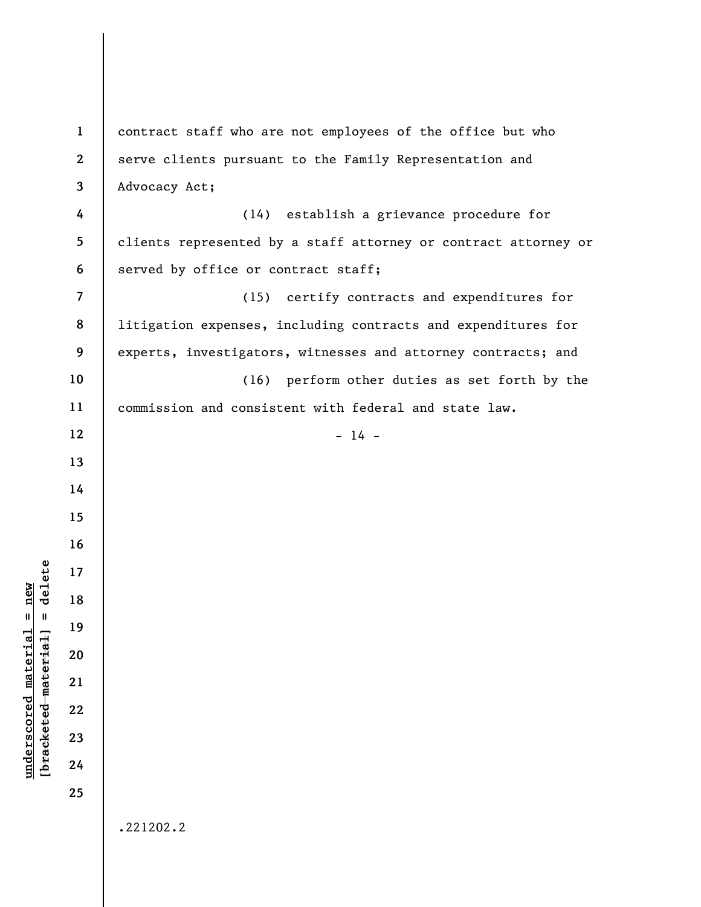contract staff who are not employees of the office but who serve clients pursuant to the Family Representation and Advocacy Act;

(14) establish a grievance procedure for clients represented by a staff attorney or contract attorney or served by office or contract staff;

(15) certify contracts and expenditures for litigation expenses, including contracts and expenditures for experts, investigators, witnesses and attorney contracts; and

(16) perform other duties as set forth by the commission and consistent with federal and state law.

.221202.2